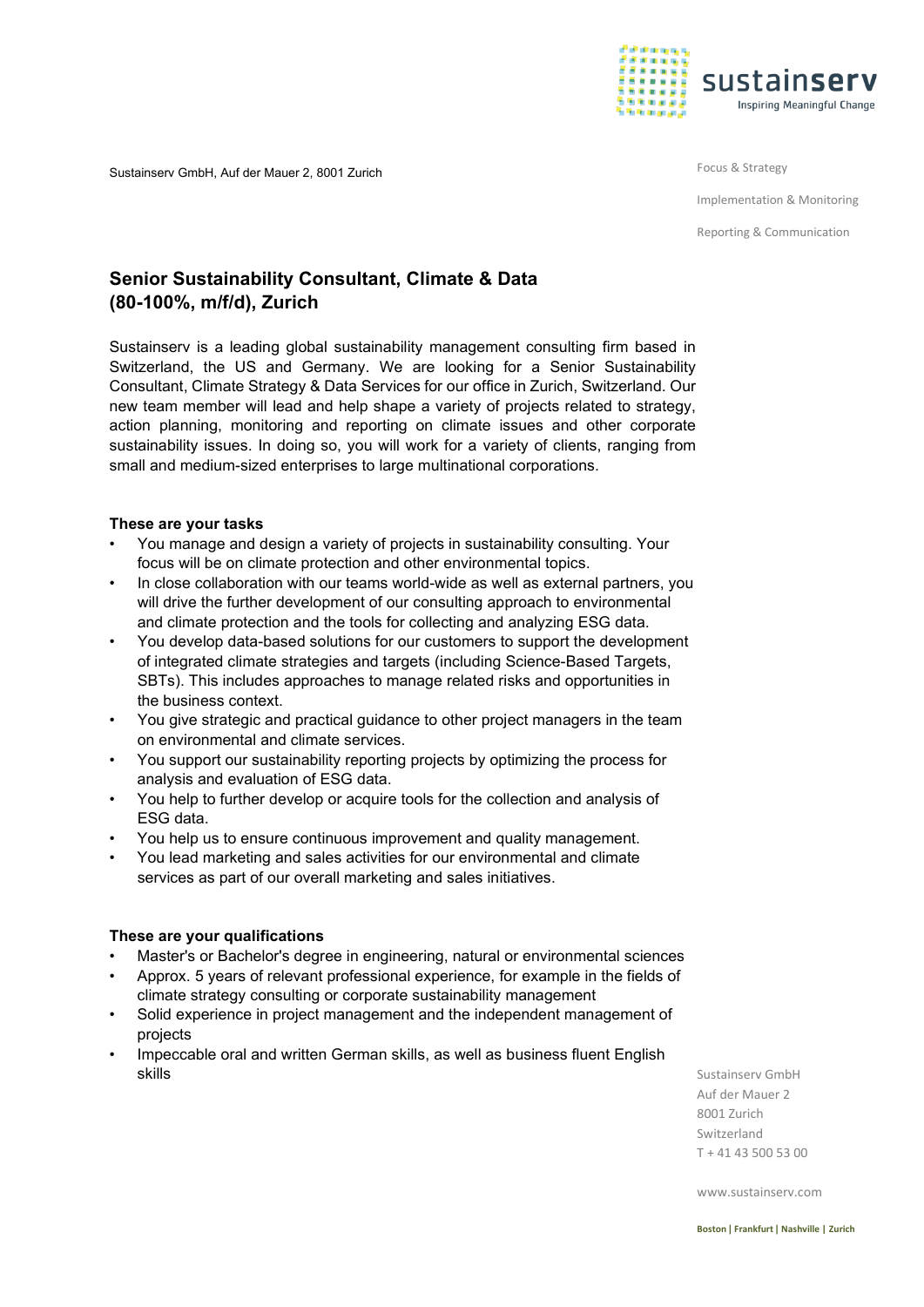Sustainserv GmbH, Auf der Mauer 2, 8001 Zurich

Focus & Strategy

Implementation & Monitoring

Reporting & Communication

## Senior Sustainability Consultant, Climate & Data (80-100%, m/f/d), Zurich

Sustainserv is a leading global sustainability management consulting firm based in Switzerland, the US and Germany. We are looking for a Senior Sustainability Consultant, Climate Strategy & Data Services for our office in Zurich, Switzerland. Our new team member will lead and help shape a variety of projects related to strategy, action planning, monitoring and reporting on climate issues and other corporate sustainability issues. In doing so, you will work for a variety of clients, ranging from small and medium-sized enterprises to large multinational corporations.

### These are your tasks

- You manage and design a variety of projects in sustainability consulting. Your focus will be on climate protection and other environmental topics.
- In close collaboration with our teams world-wide as well as external partners, you will drive the further development of our consulting approach to environmental and climate protection and the tools for collecting and analyzing ESG data.
- You develop data-based solutions for our customers to support the development of integrated climate strategies and targets (including Science-Based Targets, SBTs). This includes approaches to manage related risks and opportunities in the business context.
- You give strategic and practical guidance to other project managers in the team on environmental and climate services.
- You support our sustainability reporting projects by optimizing the process for analysis and evaluation of ESG data.
- You help to further develop or acquire tools for the collection and analysis of ESG data.
- You help us to ensure continuous improvement and quality management.
- You lead marketing and sales activities for our environmental and climate services as part of our overall marketing and sales initiatives.

### These are your qualifications

- Master's or Bachelor's degree in engineering, natural or environmental sciences
- Approx. 5 years of relevant professional experience, for example in the fields of climate strategy consulting or corporate sustainability management
- Solid experience in project management and the independent management of projects
- Impeccable oral and written German skills, as well as business fluent English skills

Sustainserv GmbH
Auf der Mauer 2
8001 Zurich
Switzerland
T + 41 43 500 53 00

www.sustainserv.com

**Boston | Frankfurt | Nashville | Zurich**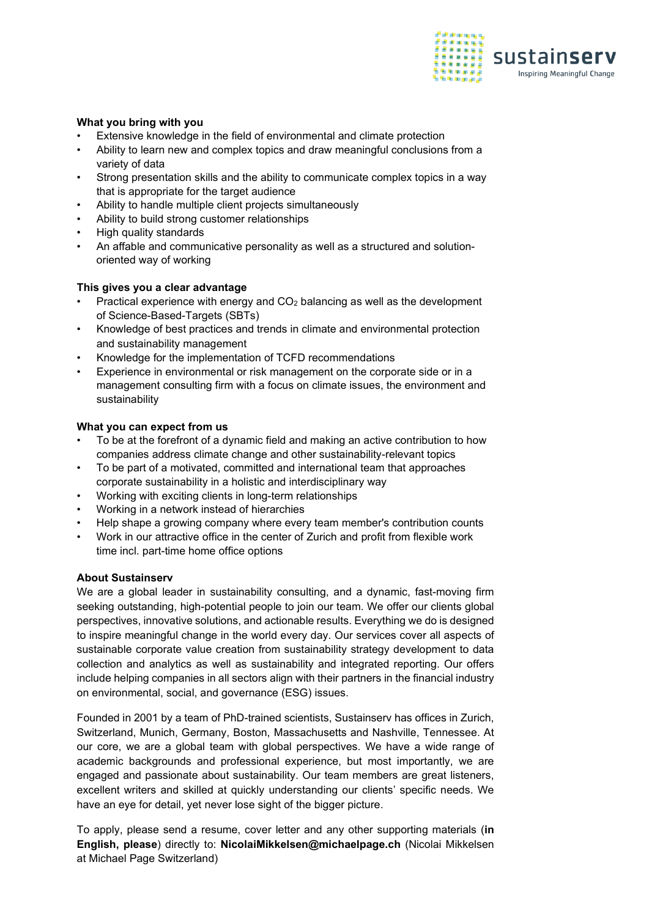**What you bring with you**

- Extensive knowledge in the field of environmental and climate protection
- Ability to learn new and complex topics and draw meaningful conclusions from a variety of data
- Strong presentation skills and the ability to communicate complex topics in a way that is appropriate for the target audience
- Ability to handle multiple client projects simultaneously
- Ability to build strong customer relationships
- High quality standards
- An affable and communicative personality as well as a structured and solution-oriented way of working

**This gives you a clear advantage**

- Practical experience with energy and $CO_2$ balancing as well as the development of Science-Based-Targets (SBTs)
- Knowledge of best practices and trends in climate and environmental protection and sustainability management
- Knowledge for the implementation of TCFD recommendations
- Experience in environmental or risk management on the corporate side or in a management consulting firm with a focus on climate issues, the environment and sustainability

**What you can expect from us**

- To be at the forefront of a dynamic field and making an active contribution to how companies address climate change and other sustainability-relevant topics
- To be part of a motivated, committed and international team that approaches corporate sustainability in a holistic and interdisciplinary way
- Working with exciting clients in long-term relationships
- Working in a network instead of hierarchies
- Help shape a growing company where every team member's contribution counts
- Work in our attractive office in the center of Zurich and profit from flexible work time incl. part-time home office options

**About Sustainserv**

We are a global leader in sustainability consulting, and a dynamic, fast-moving firm seeking outstanding, high-potential people to join our team. We offer our clients global perspectives, innovative solutions, and actionable results. Everything we do is designed to inspire meaningful change in the world every day. Our services cover all aspects of sustainable corporate value creation from sustainability strategy development to data collection and analytics as well as sustainability and integrated reporting. Our offers include helping companies in all sectors align with their partners in the financial industry on environmental, social, and governance (ESG) issues.

Founded in 2001 by a team of PhD-trained scientists, Sustainserv has offices in Zurich, Switzerland, Munich, Germany, Boston, Massachusetts and Nashville, Tennessee. At our core, we are a global team with global perspectives. We have a wide range of academic backgrounds and professional experience, but most importantly, we are engaged and passionate about sustainability. Our team members are great listeners, excellent writers and skilled at quickly understanding our clients' specific needs. We have an eye for detail, yet never lose sight of the bigger picture.

To apply, please send a resume, cover letter and any other supporting materials (**in English, please**) directly to: **NicolaiMikkelsen@michaelpage.ch** (Nicolai Mikkelsen at Michael Page Switzerland)